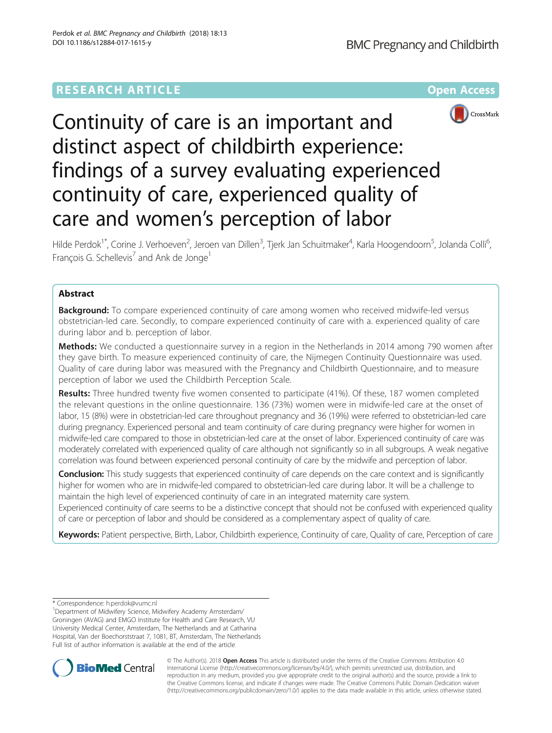RESEARCH ARTICLE

Open Access

# Continuity of care is an important and distinct aspect of childbirth experience: findings of a survey evaluating experienced continuity of care, experienced quality of care and women's perception of labor

Hilde Perdok[1*], Corine J. Verhoeven[2], Jeroen van Dillen[3], Tjerk Jan Schuitmaker[4], Karla Hoogendoorn[5], Jolanda Colli[6], François G. Schellevis[7] and Ank de Jonge[1]

## Abstract

**Background:** To compare experienced continuity of care among women who received midwife-led versus obstetrician-led care. Secondly, to compare experienced continuity of care with a. experienced quality of care during labor and b. perception of labor.

**Methods:** We conducted a questionnaire survey in a region in the Netherlands in 2014 among 790 women after they gave birth. To measure experienced continuity of care, the Nijmegen Continuity Questionnaire was used. Quality of care during labor was measured with the Pregnancy and Childbirth Questionnaire, and to measure perception of labor we used the Childbirth Perception Scale.

**Results:** Three hundred twenty five women consented to participate (41%). Of these, 187 women completed the relevant questions in the online questionnaire. 136 (73%) women were in midwife-led care at the onset of labor, 15 (8%) were in obstetrician-led care throughout pregnancy and 36 (19%) were referred to obstetrician-led care during pregnancy. Experienced personal and team continuity of care during pregnancy were higher for women in midwife-led care compared to those in obstetrician-led care at the onset of labor. Experienced continuity of care was moderately correlated with experienced quality of care although not significantly so in all subgroups. A weak negative correlation was found between experienced personal continuity of care by the midwife and perception of labor.

**Conclusion:** This study suggests that experienced continuity of care depends on the care context and is significantly higher for women who are in midwife-led compared to obstetrician-led care during labor. It will be a challenge to maintain the high level of experienced continuity of care in an integrated maternity care system.

Experienced continuity of care seems to be a distinctive concept that should not be confused with experienced quality of care or perception of labor and should be considered as a complementary aspect of quality of care.

**Keywords:** Patient perspective, Birth, Labor, Childbirth experience, Continuity of care, Quality of care, Perception of care

\* Correspondence: h.perdok@vumc.nl

[1]Department of Midwifery Science, Midwifery Academy Amsterdam/ Groningen (AVAG) and EMGO Institute for Health and Care Research, VU University Medical Center, Amsterdam, The Netherlands and at Catharina Hospital, Van der Boechorststraat 7, 1081, BT, Amsterdam, The Netherlands

Full list of author information is available at the end of the article

© The Author(s). 2018 **Open Access** This article is distributed under the terms of the Creative Commons Attribution 4.0 International License (http://creativecommons.org/licenses/by/4.0/), which permits unrestricted use, distribution, and reproduction in any medium, provided you give appropriate credit to the original author(s) and the source, provide a link to the Creative Commons license, and indicate if changes were made. The Creative Commons Public Domain Dedication waiver (http://creativecommons.org/publicdomain/zero/1.0/) applies to the data made available in this article, unless otherwise stated.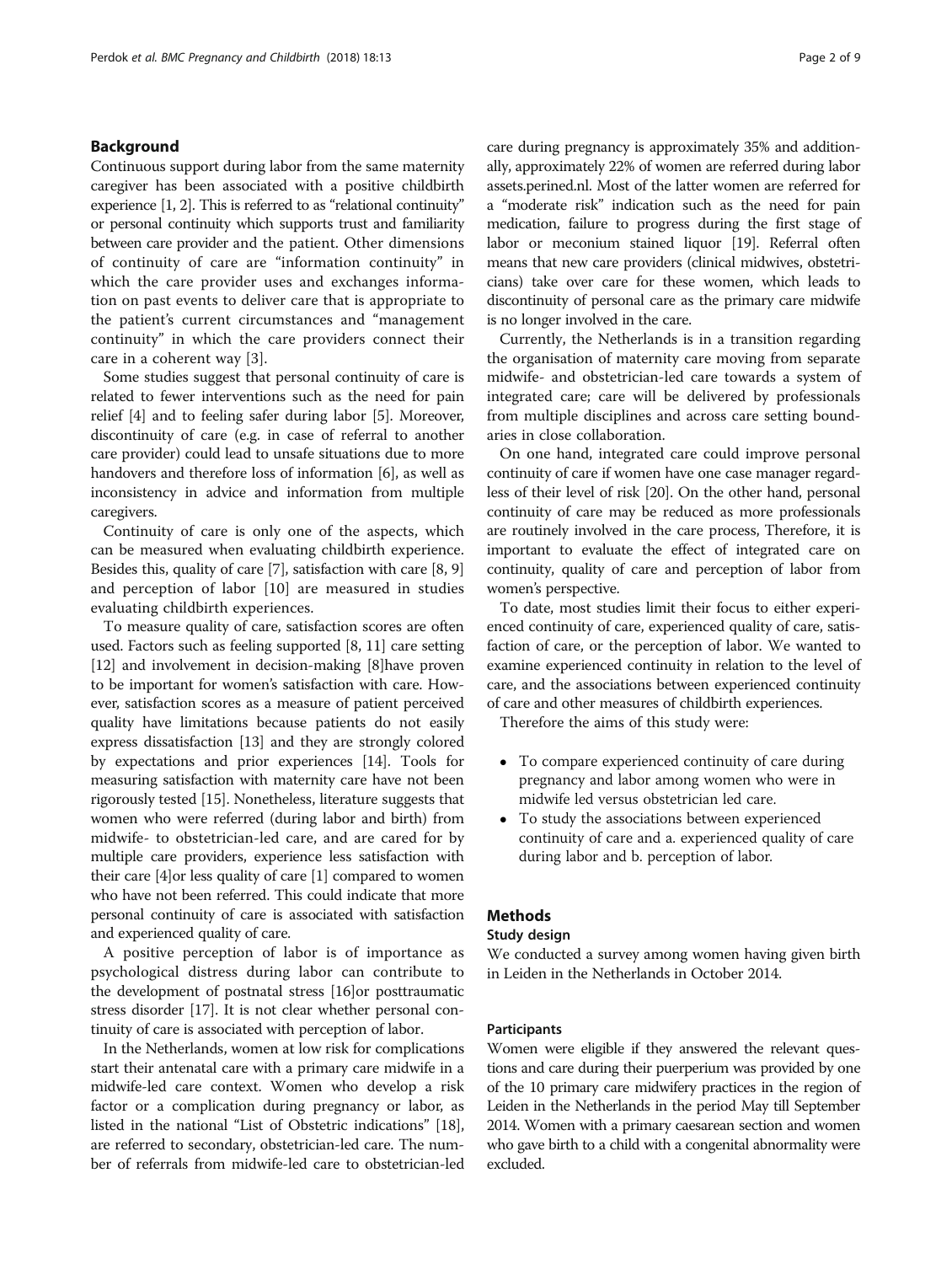## Background

Continuous support during labor from the same maternity caregiver has been associated with a positive childbirth experience [1, 2]. This is referred to as "relational continuity" or personal continuity which supports trust and familiarity between care provider and the patient. Other dimensions of continuity of care are "information continuity" in which the care provider uses and exchanges information on past events to deliver care that is appropriate to the patient's current circumstances and "management continuity" in which the care providers connect their care in a coherent way [3].

Some studies suggest that personal continuity of care is related to fewer interventions such as the need for pain relief [4] and to feeling safer during labor [5]. Moreover, discontinuity of care (e.g. in case of referral to another care provider) could lead to unsafe situations due to more handovers and therefore loss of information [6], as well as inconsistency in advice and information from multiple caregivers.

Continuity of care is only one of the aspects, which can be measured when evaluating childbirth experience. Besides this, quality of care [7], satisfaction with care [8, 9] and perception of labor [10] are measured in studies evaluating childbirth experiences.

To measure quality of care, satisfaction scores are often used. Factors such as feeling supported [8, 11] care setting [12] and involvement in decision-making [8]have proven to be important for women's satisfaction with care. However, satisfaction scores as a measure of patient perceived quality have limitations because patients do not easily express dissatisfaction [13] and they are strongly colored by expectations and prior experiences [14]. Tools for measuring satisfaction with maternity care have not been rigorously tested [15]. Nonetheless, literature suggests that women who were referred (during labor and birth) from midwife- to obstetrician-led care, and are cared for by multiple care providers, experience less satisfaction with their care [4]or less quality of care [1] compared to women who have not been referred. This could indicate that more personal continuity of care is associated with satisfaction and experienced quality of care.

A positive perception of labor is of importance as psychological distress during labor can contribute to the development of postnatal stress [16]or posttraumatic stress disorder [17]. It is not clear whether personal continuity of care is associated with perception of labor.

In the Netherlands, women at low risk for complications start their antenatal care with a primary care midwife in a midwife-led care context. Women who develop a risk factor or a complication during pregnancy or labor, as listed in the national "List of Obstetric indications" [18], are referred to secondary, obstetrician-led care. The number of referrals from midwife-led care to obstetrician-led care during pregnancy is approximately 35% and additionally, approximately 22% of women are referred during labor assets.perined.nl. Most of the latter women are referred for a "moderate risk" indication such as the need for pain medication, failure to progress during the first stage of labor or meconium stained liquor [19]. Referral often means that new care providers (clinical midwives, obstetricians) take over care for these women, which leads to discontinuity of personal care as the primary care midwife is no longer involved in the care.

Currently, the Netherlands is in a transition regarding the organisation of maternity care moving from separate midwife- and obstetrician-led care towards a system of integrated care; care will be delivered by professionals from multiple disciplines and across care setting boundaries in close collaboration.

On one hand, integrated care could improve personal continuity of care if women have one case manager regardless of their level of risk [20]. On the other hand, personal continuity of care may be reduced as more professionals are routinely involved in the care process, Therefore, it is important to evaluate the effect of integrated care on continuity, quality of care and perception of labor from women's perspective.

To date, most studies limit their focus to either experienced continuity of care, experienced quality of care, satisfaction of care, or the perception of labor. We wanted to examine experienced continuity in relation to the level of care, and the associations between experienced continuity of care and other measures of childbirth experiences.

Therefore the aims of this study were:

- To compare experienced continuity of care during pregnancy and labor among women who were in midwife led versus obstetrician led care.
- To study the associations between experienced continuity of care and a. experienced quality of care during labor and b. perception of labor.

## Methods

### Study design

We conducted a survey among women having given birth in Leiden in the Netherlands in October 2014.

### Participants

Women were eligible if they answered the relevant questions and care during their puerperium was provided by one of the 10 primary care midwifery practices in the region of Leiden in the Netherlands in the period May till September 2014. Women with a primary caesarean section and women who gave birth to a child with a congenital abnormality were excluded.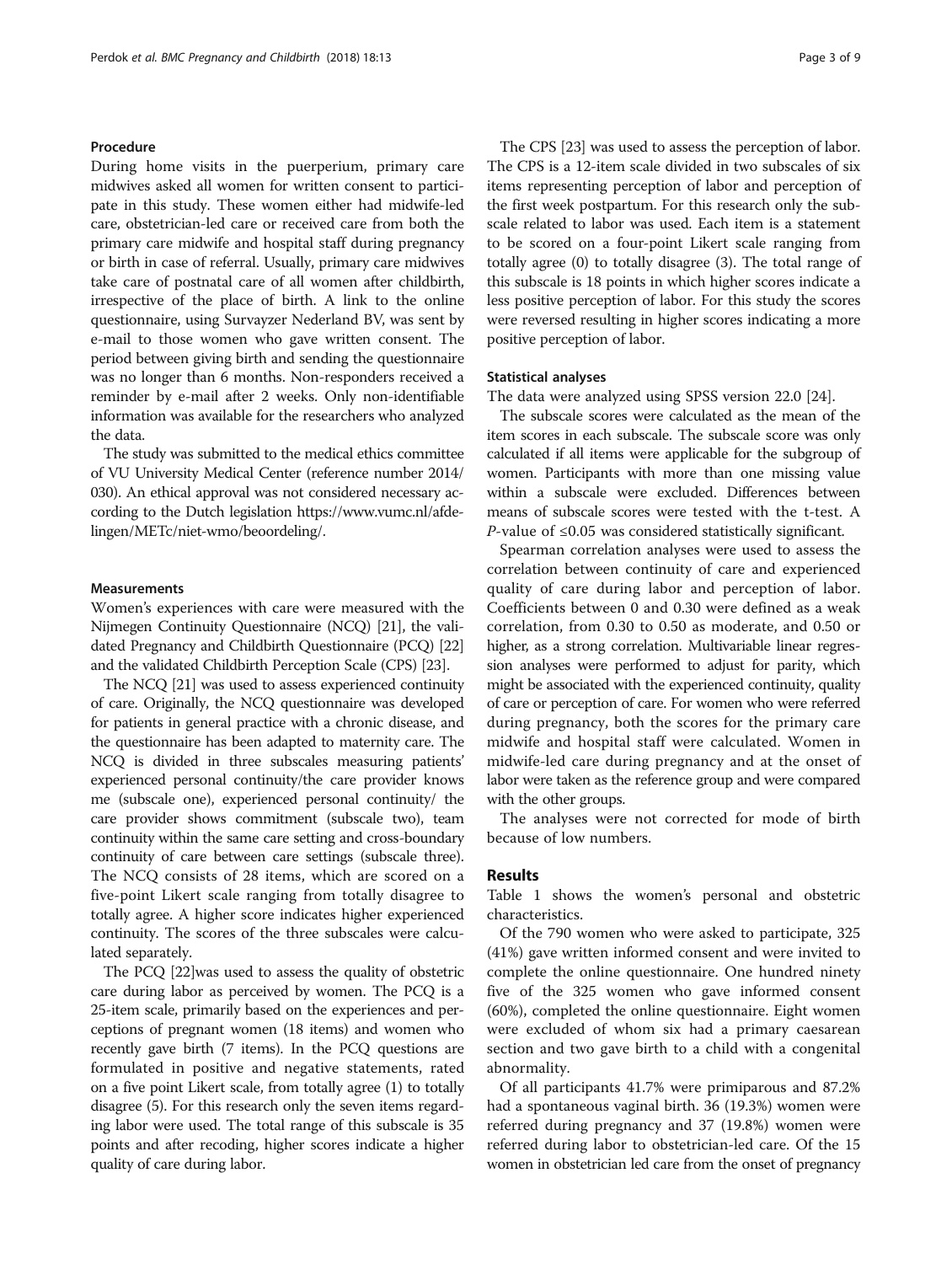### Procedure

During home visits in the puerperium, primary care midwives asked all women for written consent to participate in this study. These women either had midwife-led care, obstetrician-led care or received care from both the primary care midwife and hospital staff during pregnancy or birth in case of referral. Usually, primary care midwives take care of postnatal care of all women after childbirth, irrespective of the place of birth. A link to the online questionnaire, using Survayzer Nederland BV, was sent by e-mail to those women who gave written consent. The period between giving birth and sending the questionnaire was no longer than 6 months. Non-responders received a reminder by e-mail after 2 weeks. Only non-identifiable information was available for the researchers who analyzed the data.

The study was submitted to the medical ethics committee of VU University Medical Center (reference number 2014/030). An ethical approval was not considered necessary according to the Dutch legislation https://www.vumc.nl/afdelingen/METc/niet-wmo/beoordeling/.

### Measurements

Women's experiences with care were measured with the Nijmegen Continuity Questionnaire (NCQ) [21], the validated Pregnancy and Childbirth Questionnaire (PCQ) [22] and the validated Childbirth Perception Scale (CPS) [23].

The NCQ [21] was used to assess experienced continuity of care. Originally, the NCQ questionnaire was developed for patients in general practice with a chronic disease, and the questionnaire has been adapted to maternity care. The NCQ is divided in three subscales measuring patients' experienced personal continuity/the care provider knows me (subscale one), experienced personal continuity/ the care provider shows commitment (subscale two), team continuity within the same care setting and cross-boundary continuity of care between care settings (subscale three). The NCQ consists of 28 items, which are scored on a five-point Likert scale ranging from totally disagree to totally agree. A higher score indicates higher experienced continuity. The scores of the three subscales were calculated separately.

The PCQ [22]was used to assess the quality of obstetric care during labor as perceived by women. The PCQ is a 25-item scale, primarily based on the experiences and perceptions of pregnant women (18 items) and women who recently gave birth (7 items). In the PCQ questions are formulated in positive and negative statements, rated on a five point Likert scale, from totally agree (1) to totally disagree (5). For this research only the seven items regarding labor were used. The total range of this subscale is 35 points and after recoding, higher scores indicate a higher quality of care during labor.

The CPS [23] was used to assess the perception of labor. The CPS is a 12-item scale divided in two subscales of six items representing perception of labor and perception of the first week postpartum. For this research only the subscale related to labor was used. Each item is a statement to be scored on a four-point Likert scale ranging from totally agree (0) to totally disagree (3). The total range of this subscale is 18 points in which higher scores indicate a less positive perception of labor. For this study the scores were reversed resulting in higher scores indicating a more positive perception of labor.

### Statistical analyses

The data were analyzed using SPSS version 22.0 [24].

The subscale scores were calculated as the mean of the item scores in each subscale. The subscale score was only calculated if all items were applicable for the subgroup of women. Participants with more than one missing value within a subscale were excluded. Differences between means of subscale scores were tested with the t-test. A *P*-value of ≤0.05 was considered statistically significant.

Spearman correlation analyses were used to assess the correlation between continuity of care and experienced quality of care during labor and perception of labor. Coefficients between 0 and 0.30 were defined as a weak correlation, from 0.30 to 0.50 as moderate, and 0.50 or higher, as a strong correlation. Multivariable linear regression analyses were performed to adjust for parity, which might be associated with the experienced continuity, quality of care or perception of care. For women who were referred during pregnancy, both the scores for the primary care midwife and hospital staff were calculated. Women in midwife-led care during pregnancy and at the onset of labor were taken as the reference group and were compared with the other groups.

The analyses were not corrected for mode of birth because of low numbers.

## Results

Table 1 shows the women's personal and obstetric characteristics.

Of the 790 women who were asked to participate, 325 (41%) gave written informed consent and were invited to complete the online questionnaire. One hundred ninety five of the 325 women who gave informed consent (60%), completed the online questionnaire. Eight women were excluded of whom six had a primary caesarean section and two gave birth to a child with a congenital abnormality.

Of all participants 41.7% were primiparous and 87.2% had a spontaneous vaginal birth. 36 (19.3%) women were referred during pregnancy and 37 (19.8%) women were referred during labor to obstetrician-led care. Of the 15 women in obstetrician led care from the onset of pregnancy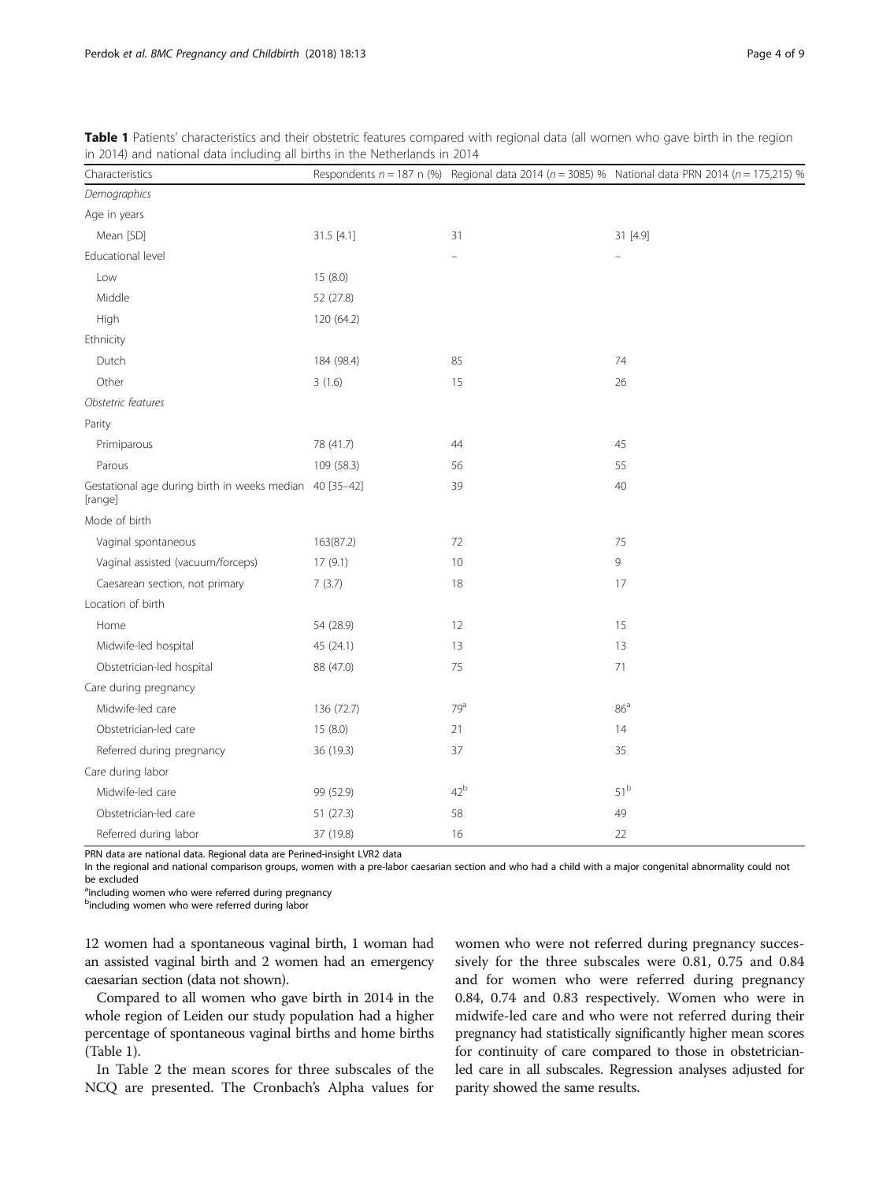**Table 1** Patients' characteristics and their obstetric features compared with regional data (all women who gave birth in the region in 2014) and national data including all births in the Netherlands in 2014

| Characteristics | Respondents $n = 187$ n (%) | Regional data 2014 ($n = 3085$) % | National data PRN 2014 ($n = 175,215$) % |
|---|---|---|---|
| *Demographics* | | | |
| Age in years | | | |
| Mean [SD] | 31.5 [4.1] | 31 | 31 [4.9] |
| Educational level | | – | – |
| Low | 15 (8.0) | | |
| Middle | 52 (27.8) | | |
| High | 120 (64.2) | | |
| Ethnicity | | | |
| Dutch | 184 (98.4) | 85 | 74 |
| Other | 3 (1.6) | 15 | 26 |
| *Obstetric features* | | | |
| Parity | | | |
| Primiparous | 78 (41.7) | 44 | 45 |
| Parous | 109 (58.3) | 56 | 55 |
| Gestational age during birth in weeks median [range] | 40 [35–42] | 39 | 40 |
| Mode of birth | | | |
| Vaginal spontaneous | 163(87.2) | 72 | 75 |
| Vaginal assisted (vacuum/forceps) | 17 (9.1) | 10 | 9 |
| Caesarean section, not primary | 7 (3.7) | 18 | 17 |
| Location of birth | | | |
| Home | 54 (28.9) | 12 | 15 |
| Midwife-led hospital | 45 (24.1) | 13 | 13 |
| Obstetrician-led hospital | 88 (47.0) | 75 | 71 |
| Care during pregnancy | | | |
| Midwife-led care | 136 (72.7) | 79[a] | 86[a] |
| Obstetrician-led care | 15 (8.0) | 21 | 14 |
| Referred during pregnancy | 36 (19.3) | 37 | 35 |
| Care during labor | | | |
| Midwife-led care | 99 (52.9) | 42[b] | 51[b] |
| Obstetrician-led care | 51 (27.3) | 58 | 49 |
| Referred during labor | 37 (19.8) | 16 | 22 |

PRN data are national data. Regional data are Perined-insight LVR2 data

In the regional and national comparison groups, women with a pre-labor caesarian section and who had a child with a major congenital abnormality could not be excluded

[a]including women who were referred during pregnancy

[b]including women who were referred during labor

12 women had a spontaneous vaginal birth, 1 woman had an assisted vaginal birth and 2 women had an emergency caesarian section (data not shown).

Compared to all women who gave birth in 2014 in the whole region of Leiden our study population had a higher percentage of spontaneous vaginal births and home births (Table 1).

In Table 2 the mean scores for three subscales of the NCQ are presented. The Cronbach's Alpha values for women who were not referred during pregnancy successively for the three subscales were 0.81, 0.75 and 0.84 and for women who were referred during pregnancy 0.84, 0.74 and 0.83 respectively. Women who were in midwife-led care and who were not referred during their pregnancy had statistically significantly higher mean scores for continuity of care compared to those in obstetrician-led care in all subscales. Regression analyses adjusted for parity showed the same results.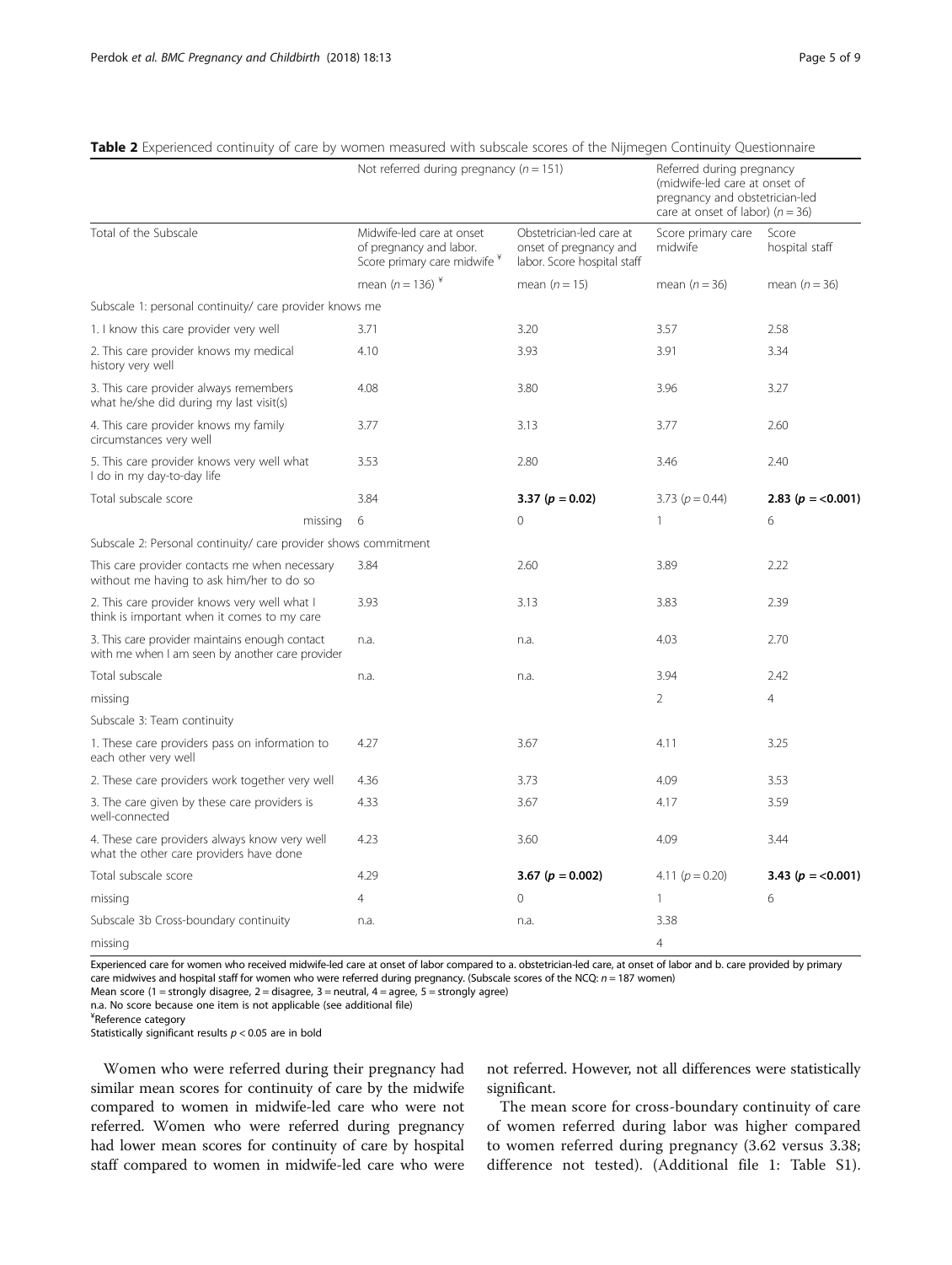**Table 2** Experienced continuity of care by women measured with subscale scores of the Nijmegen Continuity Questionnaire

| | Not referred during pregnancy ($n = 151$) | | Referred during pregnancy (midwife-led care at onset of pregnancy and obstetrician-led care at onset of labor) ($n = 36$) | |
|---|---|---|---|---|
| Total of the Subscale | Midwife-led care at onset of pregnancy and labor. Score primary care midwife [¥] | Obstetrician-led care at onset of pregnancy and labor. Score hospital staff | Score primary care midwife | Score hospital staff |
| | mean ($n = 136$) [¥] | mean ($n = 15$) | mean ($n = 36$) | mean ($n = 36$) |
| Subscale 1: personal continuity/ care provider knows me | | | | |
| 1. I know this care provider very well | 3.71 | 3.20 | 3.57 | 2.58 |
| 2. This care provider knows my medical history very well | 4.10 | 3.93 | 3.91 | 3.34 |
| 3. This care provider always remembers what he/she did during my last visit(s) | 4.08 | 3.80 | 3.96 | 3.27 |
| 4. This care provider knows my family circumstances very well | 3.77 | 3.13 | 3.77 | 2.60 |
| 5. This care provider knows very well what I do in my day-to-day life | 3.53 | 2.80 | 3.46 | 2.40 |
| Total subscale score | 3.84 | **3.37 ($p = 0.02$)** | 3.73 ($p = 0.44$) | **2.83 ($p = <0.001$)** |
| missing | 6 | 0 | 1 | 6 |
| Subscale 2: Personal continuity/ care provider shows commitment | | | | |
| This care provider contacts me when necessary without me having to ask him/her to do so | 3.84 | 2.60 | 3.89 | 2.22 |
| 2. This care provider knows very well what I think is important when it comes to my care | 3.93 | 3.13 | 3.83 | 2.39 |
| 3. This care provider maintains enough contact with me when I am seen by another care provider | n.a. | n.a. | 4.03 | 2.70 |
| Total subscale | n.a. | n.a. | 3.94 | 2.42 |
| missing | | | 2 | 4 |
| Subscale 3: Team continuity | | | | |
| 1. These care providers pass on information to each other very well | 4.27 | 3.67 | 4.11 | 3.25 |
| 2. These care providers work together very well | 4.36 | 3.73 | 4.09 | 3.53 |
| 3. The care given by these care providers is well-connected | 4.33 | 3.67 | 4.17 | 3.59 |
| 4. These care providers always know very well what the other care providers have done | 4.23 | 3.60 | 4.09 | 3.44 |
| Total subscale score | 4.29 | **3.67 ($p = 0.002$)** | 4.11 ($p = 0.20$) | **3.43 ($p = <0.001$)** |
| missing | 4 | 0 | 1 | 6 |
| Subscale 3b Cross-boundary continuity | n.a. | n.a. | 3.38 | |
| missing | | | 4 | |

Experienced care for women who received midwife-led care at onset of labor compared to a. obstetrician-led care, at onset of labor and b. care provided by primary care midwives and hospital staff for women who were referred during pregnancy. (Subscale scores of the NCQ: $n = 187$ women)
Mean score (1 = strongly disagree, 2 = disagree, 3 = neutral, 4 = agree, 5 = strongly agree)
n.a. No score because one item is not applicable (see additional file)
[¥]Reference category
Statistically significant results $p < 0.05$ are in bold

Women who were referred during their pregnancy had similar mean scores for continuity of care by the midwife compared to women in midwife-led care who were not referred. Women who were referred during pregnancy had lower mean scores for continuity of care by hospital staff compared to women in midwife-led care who were not referred. However, not all differences were statistically significant.

The mean score for cross-boundary continuity of care of women referred during labor was higher compared to women referred during pregnancy (3.62 versus 3.38; difference not tested). (Additional file 1: Table S1).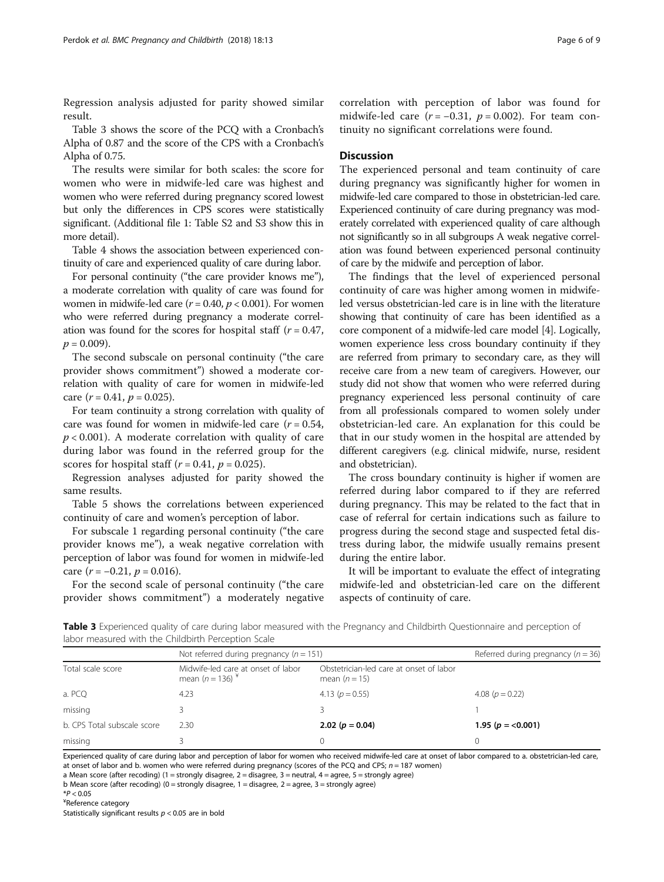Regression analysis adjusted for parity showed similar result.

Table 3 shows the score of the PCQ with a Cronbach's Alpha of 0.87 and the score of the CPS with a Cronbach's Alpha of 0.75.

The results were similar for both scales: the score for women who were in midwife-led care was highest and women who were referred during pregnancy scored lowest but only the differences in CPS scores were statistically significant. (Additional file 1: Table S2 and S3 show this in more detail).

Table 4 shows the association between experienced continuity of care and experienced quality of care during labor.

For personal continuity ("the care provider knows me"), a moderate correlation with quality of care was found for women in midwife-led care ($r = 0.40$, $p < 0.001$). For women who were referred during pregnancy a moderate correlation was found for the scores for hospital staff ($r = 0.47$, $p = 0.009$).

The second subscale on personal continuity ("the care provider shows commitment") showed a moderate correlation with quality of care for women in midwife-led care ($r = 0.41$, $p = 0.025$).

For team continuity a strong correlation with quality of care was found for women in midwife-led care ($r = 0.54$, $p < 0.001$). A moderate correlation with quality of care during labor was found in the referred group for the scores for hospital staff ($r = 0.41$, $p = 0.025$).

Regression analyses adjusted for parity showed the same results.

Table 5 shows the correlations between experienced continuity of care and women's perception of labor.

For subscale 1 regarding personal continuity ("the care provider knows me"), a weak negative correlation with perception of labor was found for women in midwife-led care ($r = -0.21$, $p = 0.016$).

For the second scale of personal continuity ("the care provider shows commitment") a moderately negative correlation with perception of labor was found for midwife-led care ($r = -0.31$, $p = 0.002$). For team continuity no significant correlations were found.

## Discussion

The experienced personal and team continuity of care during pregnancy was significantly higher for women in midwife-led care compared to those in obstetrician-led care. Experienced continuity of care during pregnancy was moderately correlated with experienced quality of care although not significantly so in all subgroups A weak negative correlation was found between experienced personal continuity of care by the midwife and perception of labor.

The findings that the level of experienced personal continuity of care was higher among women in midwife-led versus obstetrician-led care is in line with the literature showing that continuity of care has been identified as a core component of a midwife-led care model [4]. Logically, women experience less cross boundary continuity if they are referred from primary to secondary care, as they will receive care from a new team of caregivers. However, our study did not show that women who were referred during pregnancy experienced less personal continuity of care from all professionals compared to women solely under obstetrician-led care. An explanation for this could be that in our study women in the hospital are attended by different caregivers (e.g. clinical midwife, nurse, resident and obstetrician).

The cross boundary continuity is higher if women are referred during labor compared to if they are referred during pregnancy. This may be related to the fact that in case of referral for certain indications such as failure to progress during the second stage and suspected fetal distress during labor, the midwife usually remains present during the entire labor.

It will be important to evaluate the effect of integrating midwife-led and obstetrician-led care on the different aspects of continuity of care.

**Table 3** Experienced quality of care during labor measured with the Pregnancy and Childbirth Questionnaire and perception of labor measured with the Childbirth Perception Scale

| | Not referred during pregnancy ($n = 151$) | | Referred during pregnancy ($n = 36$) |
|---|---|---|---|
| Total scale score | Midwife-led care at onset of labor mean ($n = 136$) [¥] | Obstetrician-led care at onset of labor mean ($n = 15$) | |
| a. PCQ | 4.23 | 4.13 ($p = 0.55$) | 4.08 ($p = 0.22$) |
| missing | 3 | 3 | 1 |
| b. CPS Total subscale score | 2.30 | **2.02 ($p = 0.04$)** | **1.95 ($p = <0.001$)** |
| missing | 3 | 0 | 0 |

Experienced quality of care during labor and perception of labor for women who received midwife-led care at onset of labor compared to a. obstetrician-led care, at onset of labor and b. women who were referred during pregnancy (scores of the PCQ and CPS; $n = 187$ women)

a Mean score (after recoding) (1 = strongly disagree, 2 = disagree, 3 = neutral, 4 = agree, 5 = strongly agree)

b Mean score (after recoding) (0 = strongly disagree, 1 = disagree, 2 = agree, 3 = strongly agree)

*$P < 0.05$

¥Reference category

Statistically significant results $p < 0.05$ are in bold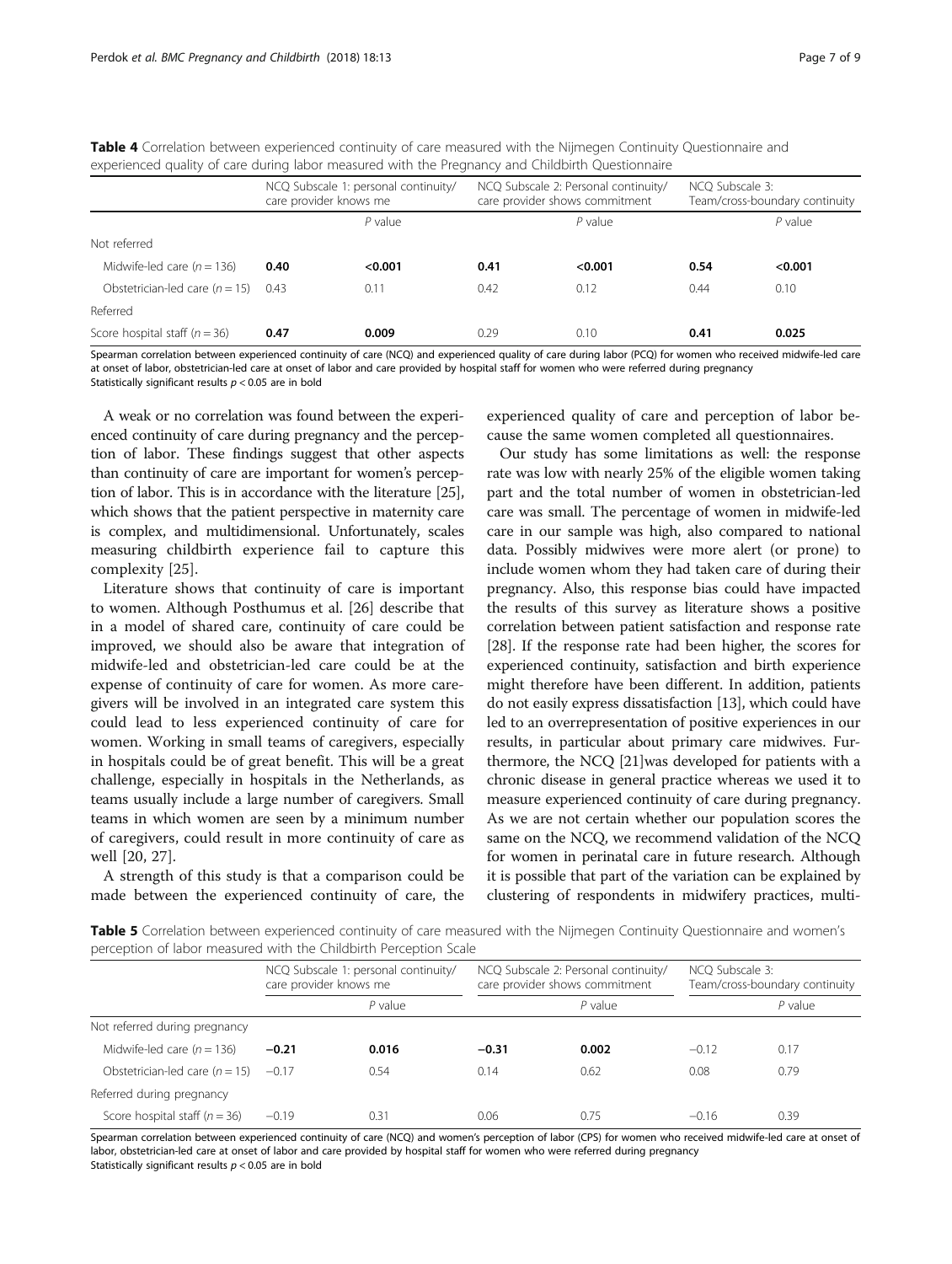**Table 4** Correlation between experienced continuity of care measured with the Nijmegen Continuity Questionnaire and experienced quality of care during labor measured with the Pregnancy and Childbirth Questionnaire

| | NCQ Subscale 1: personal continuity/ care provider knows me | | NCQ Subscale 2: Personal continuity/ care provider shows commitment | | NCQ Subscale 3: Team/cross-boundary continuity | |
|---|---|---|---|---|---|---|
| | | *P* value | | *P* value | | *P* value |
| Not referred | | | | | | |
| Midwife-led care ($n = 136$) | **0.40** | **<0.001** | **0.41** | **<0.001** | **0.54** | **<0.001** |
| Obstetrician-led care ($n = 15$) | 0.43 | 0.11 | 0.42 | 0.12 | 0.44 | 0.10 |
| Referred | | | | | | |
| Score hospital staff ($n = 36$) | **0.47** | **0.009** | 0.29 | 0.10 | **0.41** | **0.025** |

Spearman correlation between experienced continuity of care (NCQ) and experienced quality of care during labor (PCQ) for women who received midwife-led care at onset of labor, obstetrician-led care at onset of labor and care provided by hospital staff for women who were referred during pregnancy
Statistically significant results $p < 0.05$ are in bold

A weak or no correlation was found between the experienced continuity of care during pregnancy and the perception of labor. These findings suggest that other aspects than continuity of care are important for women's perception of labor. This is in accordance with the literature [25], which shows that the patient perspective in maternity care is complex, and multidimensional. Unfortunately, scales measuring childbirth experience fail to capture this complexity [25].

Literature shows that continuity of care is important to women. Although Posthumus et al. [26] describe that in a model of shared care, continuity of care could be improved, we should also be aware that integration of midwife-led and obstetrician-led care could be at the expense of continuity of care for women. As more caregivers will be involved in an integrated care system this could lead to less experienced continuity of care for women. Working in small teams of caregivers, especially in hospitals could be of great benefit. This will be a great challenge, especially in hospitals in the Netherlands, as teams usually include a large number of caregivers. Small teams in which women are seen by a minimum number of caregivers, could result in more continuity of care as well [20, 27].

A strength of this study is that a comparison could be made between the experienced continuity of care, the experienced quality of care and perception of labor because the same women completed all questionnaires.

Our study has some limitations as well: the response rate was low with nearly 25% of the eligible women taking part and the total number of women in obstetrician-led care was small. The percentage of women in midwife-led care in our sample was high, also compared to national data. Possibly midwives were more alert (or prone) to include women whom they had taken care of during their pregnancy. Also, this response bias could have impacted the results of this survey as literature shows a positive correlation between patient satisfaction and response rate [28]. If the response rate had been higher, the scores for experienced continuity, satisfaction and birth experience might therefore have been different. In addition, patients do not easily express dissatisfaction [13], which could have led to an overrepresentation of positive experiences in our results, in particular about primary care midwives. Furthermore, the NCQ [21]was developed for patients with a chronic disease in general practice whereas we used it to measure experienced continuity of care during pregnancy. As we are not certain whether our population scores the same on the NCQ, we recommend validation of the NCQ for women in perinatal care in future research. Although it is possible that part of the variation can be explained by clustering of respondents in midwifery practices, multi-

**Table 5** Correlation between experienced continuity of care measured with the Nijmegen Continuity Questionnaire and women's perception of labor measured with the Childbirth Perception Scale

| | NCQ Subscale 1: personal continuity/ care provider knows me | | NCQ Subscale 2: Personal continuity/ care provider shows commitment | | NCQ Subscale 3: Team/cross-boundary continuity | |
|---|---|---|---|---|---|---|
| | | *P* value | | *P* value | | *P* value |
| Not referred during pregnancy | | | | | | |
| Midwife-led care ($n = 136$) | **−0.21** | **0.016** | **−0.31** | **0.002** | −0.12 | 0.17 |
| Obstetrician-led care ($n = 15$) | −0.17 | 0.54 | 0.14 | 0.62 | 0.08 | 0.79 |
| Referred during pregnancy | | | | | | |
| Score hospital staff ($n = 36$) | −0.19 | 0.31 | 0.06 | 0.75 | −0.16 | 0.39 |

Spearman correlation between experienced continuity of care (NCQ) and women's perception of labor (CPS) for women who received midwife-led care at onset of labor, obstetrician-led care at onset of labor and care provided by hospital staff for women who were referred during pregnancy
Statistically significant results $p < 0.05$ are in bold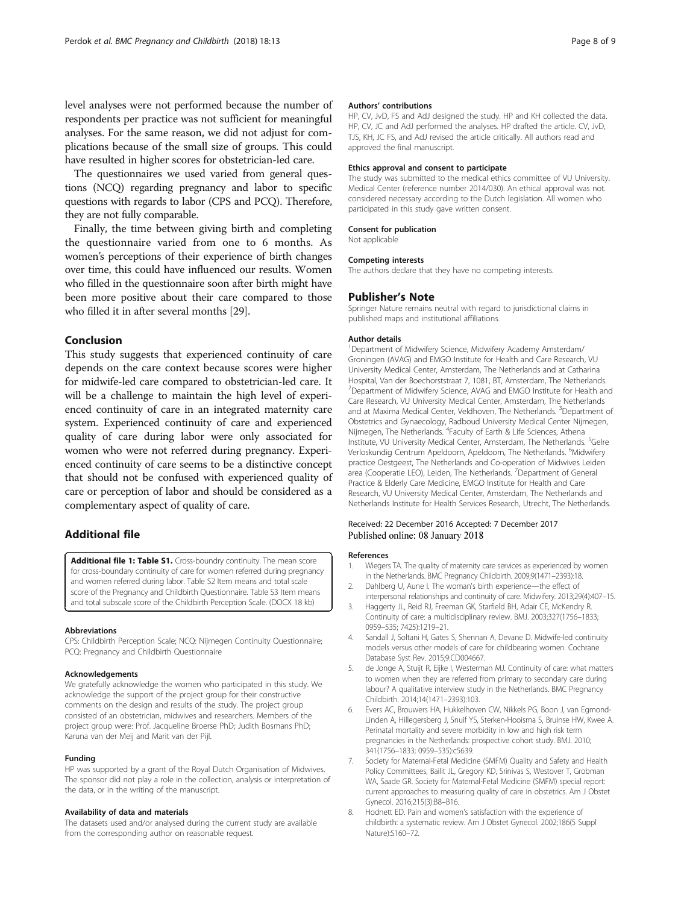level analyses were not performed because the number of respondents per practice was not sufficient for meaningful analyses. For the same reason, we did not adjust for complications because of the small size of groups. This could have resulted in higher scores for obstetrician-led care.

The questionnaires we used varied from general questions (NCQ) regarding pregnancy and labor to specific questions with regards to labor (CPS and PCQ). Therefore, they are not fully comparable.

Finally, the time between giving birth and completing the questionnaire varied from one to 6 months. As women's perceptions of their experience of birth changes over time, this could have influenced our results. Women who filled in the questionnaire soon after birth might have been more positive about their care compared to those who filled it in after several months [29].

## Conclusion

This study suggests that experienced continuity of care depends on the care context because scores were higher for midwife-led care compared to obstetrician-led care. It will be a challenge to maintain the high level of experienced continuity of care in an integrated maternity care system. Experienced continuity of care and experienced quality of care during labor were only associated for women who were not referred during pregnancy. Experienced continuity of care seems to be a distinctive concept that should not be confused with experienced quality of care or perception of labor and should be considered as a complementary aspect of quality of care.

## Additional file

**Additional file 1: Table S1.** Cross-boundry continuity. The mean score for cross-boundary continuity of care for women referred during pregnancy and women referred during labor. Table S2 Item means and total scale score of the Pregnancy and Childbirth Questionnaire. Table S3 Item means and total subscale score of the Childbirth Perception Scale. (DOCX 18 kb)

#### Abbreviations

CPS: Childbirth Perception Scale; NCQ: Nijmegen Continuity Questionnaire; PCQ: Pregnancy and Childbirth Questionnaire

#### Acknowledgements

We gratefully acknowledge the women who participated in this study. We acknowledge the support of the project group for their constructive comments on the design and results of the study. The project group consisted of an obstetrician, midwives and researchers. Members of the project group were: Prof. Jacqueline Broerse PhD; Judith Bosmans PhD; Karuna van der Meij and Marit van der Pijl.

#### Funding

HP was supported by a grant of the Royal Dutch Organisation of Midwives. The sponsor did not play a role in the collection, analysis or interpretation of the data, or in the writing of the manuscript.

#### Availability of data and materials

The datasets used and/or analysed during the current study are available from the corresponding author on reasonable request.

#### Authors' contributions

HP, CV, JvD, FS and AdJ designed the study. HP and KH collected the data. HP, CV, JC and AdJ performed the analyses. HP drafted the article. CV, JvD, TJS, KH, JC FS, and AdJ revised the article critically. All authors read and approved the final manuscript.

#### Ethics approval and consent to participate

The study was submitted to the medical ethics committee of VU University. Medical Center (reference number 2014/030). An ethical approval was not. considered necessary according to the Dutch legislation. All women who participated in this study gave written consent.

#### Consent for publication

Not applicable

#### Competing interests

The authors declare that they have no competing interests.

## Publisher's Note

Springer Nature remains neutral with regard to jurisdictional claims in published maps and institutional affiliations.

#### Author details

[1]Department of Midwifery Science, Midwifery Academy Amsterdam/Groningen (AVAG) and EMGO Institute for Health and Care Research, VU University Medical Center, Amsterdam, The Netherlands and at Catharina Hospital, Van der Boechorststraat 7, 1081, BT, Amsterdam, The Netherlands. [2]Department of Midwifery Science, AVAG and EMGO Institute for Health and Care Research, VU University Medical Center, Amsterdam, The Netherlands and at Maxima Medical Center, Veldhoven, The Netherlands. [3]Department of Obstetrics and Gynaecology, Radboud University Medical Center Nijmegen, Nijmegen, The Netherlands. [4]Faculty of Earth & Life Sciences, Athena Institute, VU University Medical Center, Amsterdam, The Netherlands. [5]Gelre Verloskundig Centrum Apeldoorn, Apeldoorn, The Netherlands. [6]Midwifery practice Oestgeest, The Netherlands and Co-operation of Midwives Leiden area (Cooperatie LEO), Leiden, The Netherlands. [7]Department of General Practice & Elderly Care Medicine, EMGO Institute for Health and Care Research, VU University Medical Center, Amsterdam, The Netherlands and Netherlands Institute for Health Services Research, Utrecht, The Netherlands.

Received: 22 December 2016 Accepted: 7 December 2017
Published online: 08 January 2018

#### References

1. Wiegers TA. The quality of maternity care services as experienced by women in the Netherlands. BMC Pregnancy Childbirth. 2009;9(1471–2393):18.
2. Dahlberg U, Aune I. The woman's birth experience—the effect of interpersonal relationships and continuity of care. Midwifery. 2013;29(4):407–15.
3. Haggerty JL, Reid RJ, Freeman GK, Starfield BH, Adair CE, McKendry R. Continuity of care: a multidisciplinary review. BMJ. 2003;327(1756–1833; 0959–535; 7425):1219–21.
4. Sandall J, Soltani H, Gates S, Shennan A, Devane D. Midwife-led continuity models versus other models of care for childbearing women. Cochrane Database Syst Rev. 2015;9:CD004667.
5. de Jonge A, Stuijt R, Eijke I, Westerman MJ. Continuity of care: what matters to women when they are referred from primary to secondary care during labour? A qualitative interview study in the Netherlands. BMC Pregnancy Childbirth. 2014;14(1471–2393):103.
6. Evers AC, Brouwers HA, Hukkelhoven CW, Nikkels PG, Boon J, van Egmond-Linden A, Hillegersberg J, Snuif YS, Sterken-Hooisma S, Bruinse HW, Kwee A. Perinatal mortality and severe morbidity in low and high risk term pregnancies in the Netherlands: prospective cohort study. BMJ. 2010; 341(1756–1833; 0959–535):c5639.
7. Society for Maternal-Fetal Medicine (SMFM) Quality and Safety and Health Policy Committees, Bailit JL, Gregory KD, Srinivas S, Westover T, Grobman WA, Saade GR. Society for Maternal-Fetal Medicine (SMFM) special report: current approaches to measuring quality of care in obstetrics. Am J Obstet Gynecol. 2016;215(3):B8–B16.
8. Hodnett ED. Pain and women's satisfaction with the experience of childbirth: a systematic review. Am J Obstet Gynecol. 2002;186(5 Suppl Nature):S160–72.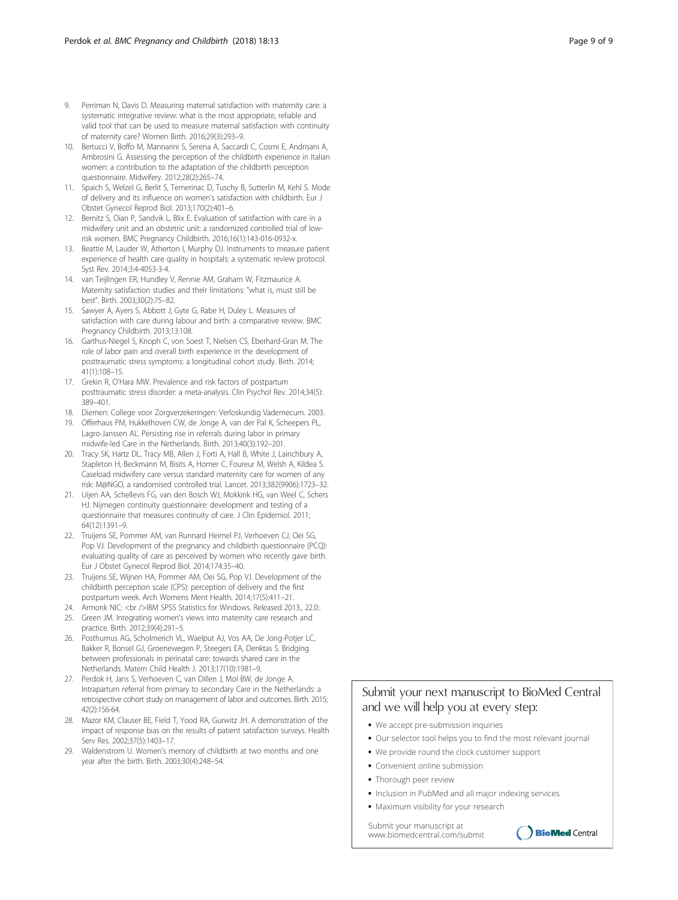9. Perriman N, Davis D. Measuring maternal satisfaction with maternity care: a systematic integrative review: what is the most appropriate, reliable and valid tool that can be used to measure maternal satisfaction with continuity of maternity care? Women Birth. 2016;29(3):293–9.
10. Bertucci V, Boffo M, Mannarini S, Serena A, Saccardi C, Cosmi E, Andrisani A, Ambrosini G. Assessing the perception of the childbirth experience in Italian women: a contribution to the adaptation of the childbirth perception questionnaire. Midwifery. 2012;28(2):265–74.
11. Spaich S, Welzel G, Berlit S, Temerinac D, Tuschy B, Sutterlin M, Kehl S. Mode of delivery and its influence on women's satisfaction with childbirth. Eur J Obstet Gynecol Reprod Biol. 2013;170(2):401–6.
12. Bernitz S, Oian P, Sandvik L, Blix E. Evaluation of satisfaction with care in a midwifery unit and an obstetric unit: a randomized controlled trial of low-risk women. BMC Pregnancy Childbirth. 2016;16(1):143-016-0932-x.
13. Beattie M, Lauder W, Atherton I, Murphy DJ. Instruments to measure patient experience of health care quality in hospitals: a systematic review protocol. Syst Rev. 2014;3:4-4053-3-4.
14. van Teijlingen ER, Hundley V, Rennie AM, Graham W, Fitzmaurice A. Maternity satisfaction studies and their limitations: "what is, must still be best". Birth. 2003;30(2):75–82.
15. Sawyer A, Ayers S, Abbott J, Gyte G, Rabe H, Duley L. Measures of satisfaction with care during labour and birth: a comparative review. BMC Pregnancy Childbirth. 2013;13:108.
16. Garthus-Niegel S, Knoph C, von Soest T, Nielsen CS, Eberhard-Gran M. The role of labor pain and overall birth experience in the development of posttraumatic stress symptoms: a longitudinal cohort study. Birth. 2014; 41(1):108–15.
17. Grekin R, O'Hara MW. Prevalence and risk factors of postpartum posttraumatic stress disorder: a meta-analysis. Clin Psychol Rev. 2014;34(5): 389–401.
18. Diemen: College voor Zorgverzekeringen: Verloskundig Vademecum. 2003.
19. Offerhaus PM, Hukkelhoven CW, de Jonge A, van der Pal K, Scheepers PL, Lagro-Janssen AL. Persisting rise in referrals during labor in primary midwife-led Care in the Netherlands. Birth. 2013;40(3):192–201.
20. Tracy SK, Hartz DL, Tracy MB, Allen J, Forti A, Hall B, White J, Lainchbury A, Stapleton H, Beckmann M, Bisits A, Homer C, Foureur M, Welsh A, Kildea S. Caseload midwifery care versus standard maternity care for women of any risk: M@NGO, a randomised controlled trial. Lancet. 2013;382(9906):1723–32.
21. Uijen AA, Schellevis FG, van den Bosch WJ, Mokkink HG, van Weel C, Schers HJ. Nijmegen continuity questionnaire: development and testing of a questionnaire that measures continuity of care. J Clin Epidemiol. 2011; 64(12):1391–9.
22. Truijens SE, Pommer AM, van Runnard Heimel PJ, Verhoeven CJ, Oei SG, Pop VJ. Development of the pregnancy and childbirth questionnaire (PCQ): evaluating quality of care as perceived by women who recently gave birth. Eur J Obstet Gynecol Reprod Biol. 2014;174:35–40.
23. Truijens SE, Wijnen HA, Pommer AM, Oei SG, Pop VJ. Development of the childbirth perception scale (CPS): perception of delivery and the first postpartum week. Arch Womens Ment Health. 2014;17(5):411–21.
24. Armonk NIC: <br />IBM SPSS Statistics for Windows. Released 2013., 22.0:.
25. Green JM. Integrating women's views into maternity care research and practice. Birth. 2012;39(4):291–5.
26. Posthumus AG, Scholmerich VL, Waelput AJ, Vos AA, De Jong-Potjer LC, Bakker R, Bonsel GJ, Groenewegen P, Steegers EA, Denktas S. Bridging between professionals in perinatal care: towards shared care in the Netherlands. Matern Child Health J. 2013;17(10):1981–9.
27. Perdok H, Jans S, Verhoeven C, van Dillen J, Mol BW, de Jonge A. Intrapartum referral from primary to secondary Care in the Netherlands: a retrospective cohort study on management of labor and outcomes. Birth. 2015; 42(2):156-64.
28. Mazor KM, Clauser BE, Field T, Yood RA, Gurwitz JH. A demonstration of the impact of response bias on the results of patient satisfaction surveys. Health Serv Res. 2002;37(5):1403–17.
29. Waldenstrom U. Women's memory of childbirth at two months and one year after the birth. Birth. 2003;30(4):248–54.

Submit your next manuscript to BioMed Central and we will help you at every step:

- We accept pre-submission inquiries
- Our selector tool helps you to find the most relevant journal
- We provide round the clock customer support
- Convenient online submission
- Thorough peer review
- Inclusion in PubMed and all major indexing services
- Maximum visibility for your research

Submit your manuscript at www.biomedcentral.com/submit

BioMed Central